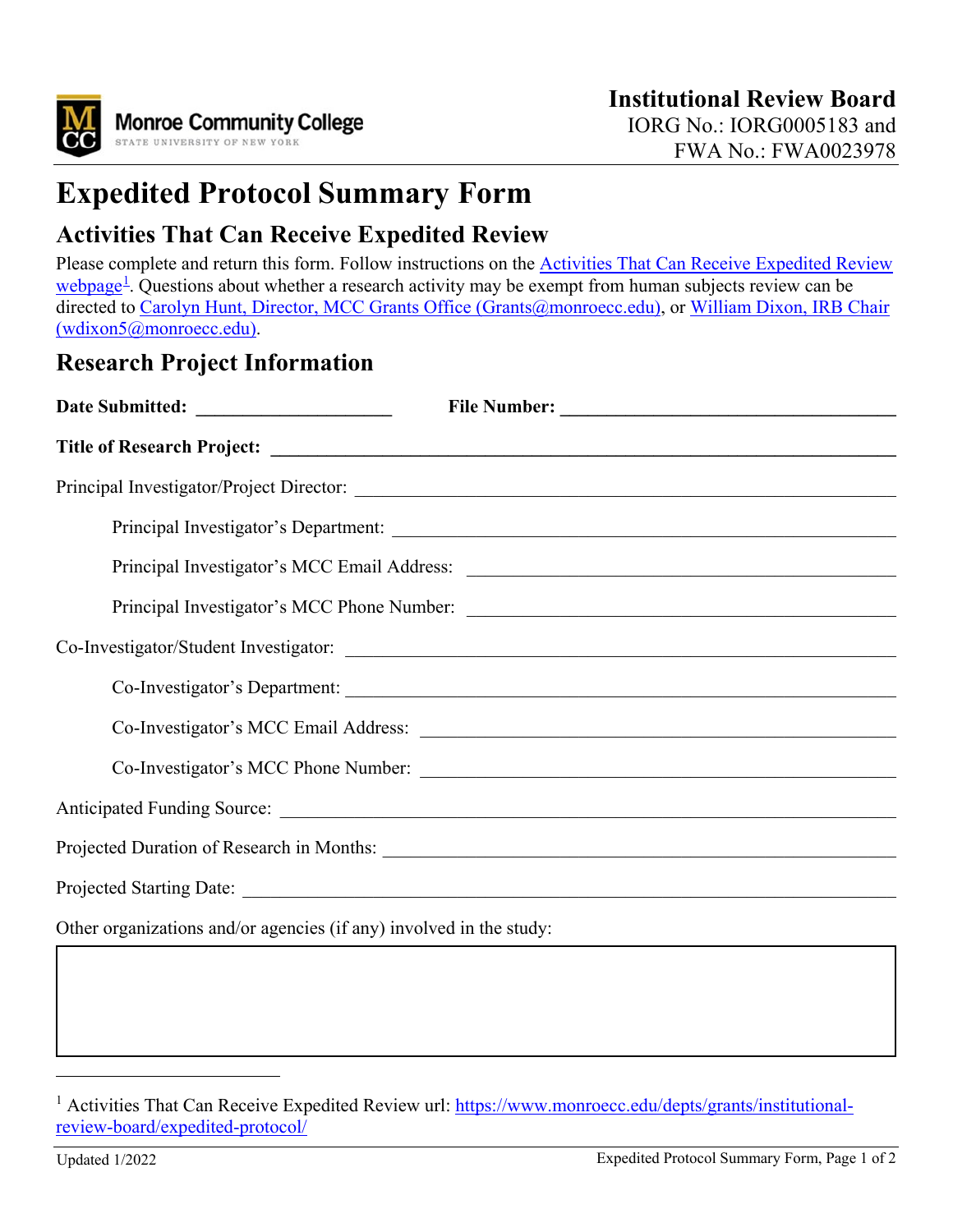Monroe Community College
STATE UNIVERSITY OF NEW YORK

**Institutional Review Board**
IORG No.: IORG0005183 and
FWA No.: FWA0023978

# Expedited Protocol Summary Form

## Activities That Can Receive Expedited Review

Please complete and return this form. Follow instructions on the Activities That Can Receive Expedited Review webpage[1]. Questions about whether a research activity may be exempt from human subjects review can be directed to Carolyn Hunt, Director, MCC Grants Office (Grants@monroecc.edu), or William Dixon, IRB Chair (wdixon5@monroecc.edu).

## Research Project Information

**Date Submitted:** _____________________ **File Number:** ____________________________________

**Title of Research Project:** ______________________________________________________________

Principal Investigator/Project Director: ____________________________________________________

Principal Investigator's Department: ______________________________________________________

Principal Investigator's MCC Email Address: ________________________________________________

Principal Investigator's MCC Phone Number: ________________________________________________

Co-Investigator/Student Investigator: ______________________________________________________

Co-Investigator's Department: ____________________________________________________________

Co-Investigator's MCC Email Address: _____________________________________________________

Co-Investigator's MCC Phone Number: _____________________________________________________

Anticipated Funding Source: ______________________________________________________________

Projected Duration of Research in Months: __________________________________________________

Projected Starting Date: __________________________________________________________________

Other organizations and/or agencies (if any) involved in the study:

| |
|---|
| |

[1] Activities That Can Receive Expedited Review url: https://www.monroecc.edu/depts/grants/institutional-review-board/expedited-protocol/

Updated 1/2022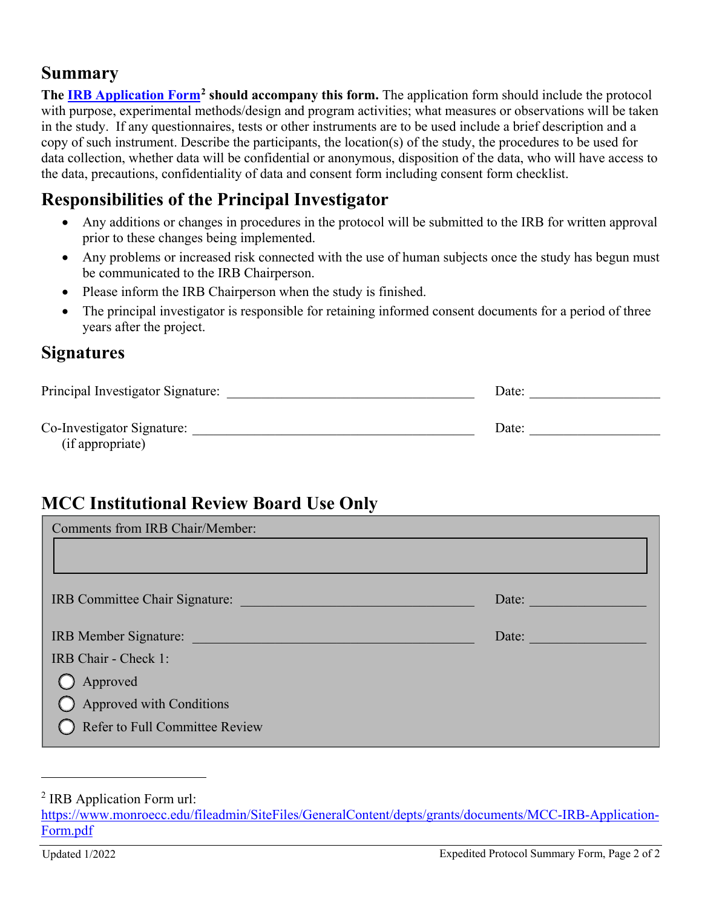## Summary

**The [IRB Application Form](https://www.monroecc.edu/fileadmin/SiteFiles/GeneralContent/depts/grants/documents/MCC-IRB-Application-Form.pdf)[2] should accompany this form.** The application form should include the protocol with purpose, experimental methods/design and program activities; what measures or observations will be taken in the study. If any questionnaires, tests or other instruments are to be used include a brief description and a copy of such instrument. Describe the participants, the location(s) of the study, the procedures to be used for data collection, whether data will be confidential or anonymous, disposition of the data, who will have access to the data, precautions, confidentiality of data and consent form including consent form checklist.

## Responsibilities of the Principal Investigator

- Any additions or changes in procedures in the protocol will be submitted to the IRB for written approval prior to these changes being implemented.
- Any problems or increased risk connected with the use of human subjects once the study has begun must be communicated to the IRB Chairperson.
- Please inform the IRB Chairperson when the study is finished.
- The principal investigator is responsible for retaining informed consent documents for a period of three years after the project.

## Signatures

Principal Investigator Signature: ______________________________ Date: ________________

Co-Investigator Signature: ______________________________ Date: ________________
(if appropriate)

## MCC Institutional Review Board Use Only

Comments from IRB Chair/Member:

IRB Committee Chair Signature: ______________________________ Date: ________________

IRB Member Signature: ______________________________ Date: ________________

IRB Chair - Check 1:

- ◯ Approved
- ◯ Approved with Conditions
- ◯ Refer to Full Committee Review

---

[2] IRB Application Form url: https://www.monroecc.edu/fileadmin/SiteFiles/GeneralContent/depts/grants/documents/MCC-IRB-Application-Form.pdf

Updated 1/2022